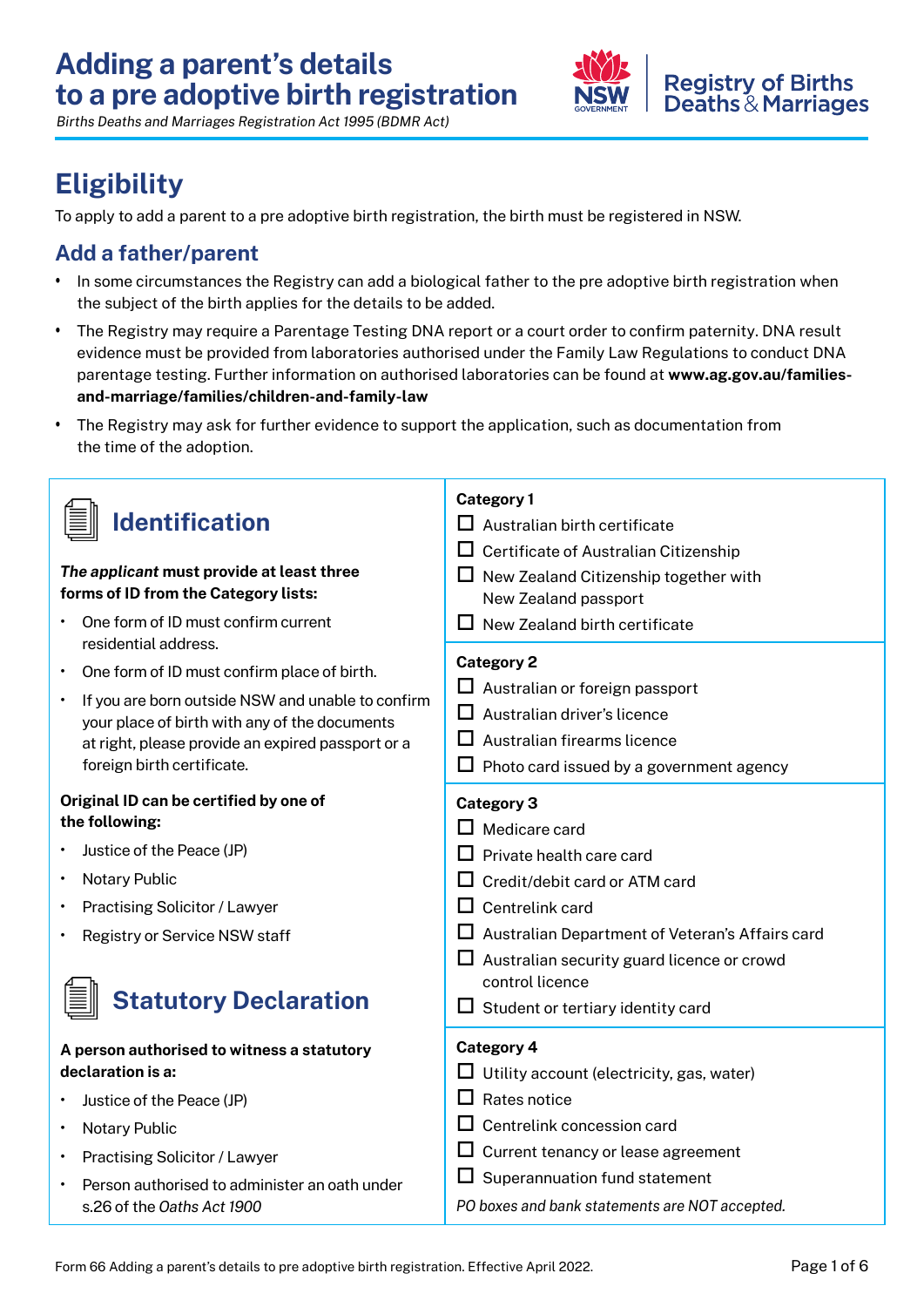# Adding a parent's details to a pre adoptive birth registration

*Births Deaths and Marriages Registration Act 1995 (BDMR Act)*

Registry of Births Deaths & Marriages

## Eligibility

To apply to add a parent to a pre adoptive birth registration, the birth must be registered in NSW.

### Add a father/parent

- In some circumstances the Registry can add a biological father to the pre adoptive birth registration when the subject of the birth applies for the details to be added.
- The Registry may require a Parentage Testing DNA report or a court order to confirm paternity. DNA result evidence must be provided from laboratories authorised under the Family Law Regulations to conduct DNA parentage testing. Further information on authorised laboratories can be found at **www.ag.gov.au/families-and-marriage/families/children-and-family-law**
- The Registry may ask for further evidence to support the application, such as documentation from the time of the adoption.

## Identification

***The applicant*** **must provide at least three forms of ID from the Category lists:**

- One form of ID must confirm current residential address.
- One form of ID must confirm place of birth.
- If you are born outside NSW and unable to confirm your place of birth with any of the documents at right, please provide an expired passport or a foreign birth certificate.

**Original ID can be certified by one of the following:**

- Justice of the Peace (JP)
- Notary Public
- Practising Solicitor / Lawyer
- Registry or Service NSW staff

**Category 1**

- ☐ Australian birth certificate
- ☐ Certificate of Australian Citizenship
- ☐ New Zealand Citizenship together with New Zealand passport
- ☐ New Zealand birth certificate

**Category 2**

- ☐ Australian or foreign passport
- ☐ Australian driver's licence
- ☐ Australian firearms licence
- ☐ Photo card issued by a government agency

**Category 3**

- ☐ Medicare card
- ☐ Private health care card
- ☐ Credit/debit card or ATM card
- ☐ Centrelink card
- ☐ Australian Department of Veteran's Affairs card
- ☐ Australian security guard licence or crowd control licence
- ☐ Student or tertiary identity card

**Category 4**

- ☐ Utility account (electricity, gas, water)
- ☐ Rates notice
- ☐ Centrelink concession card
- ☐ Current tenancy or lease agreement
- ☐ Superannuation fund statement

*PO boxes and bank statements are NOT accepted.*

## Statutory Declaration

**A person authorised to witness a statutory declaration is a:**

- Justice of the Peace (JP)
- Notary Public
- Practising Solicitor / Lawyer
- Person authorised to administer an oath under s.26 of the *Oaths Act 1900*

Form 66 Adding a parent's details to pre adoptive birth registration. Effective April 2022.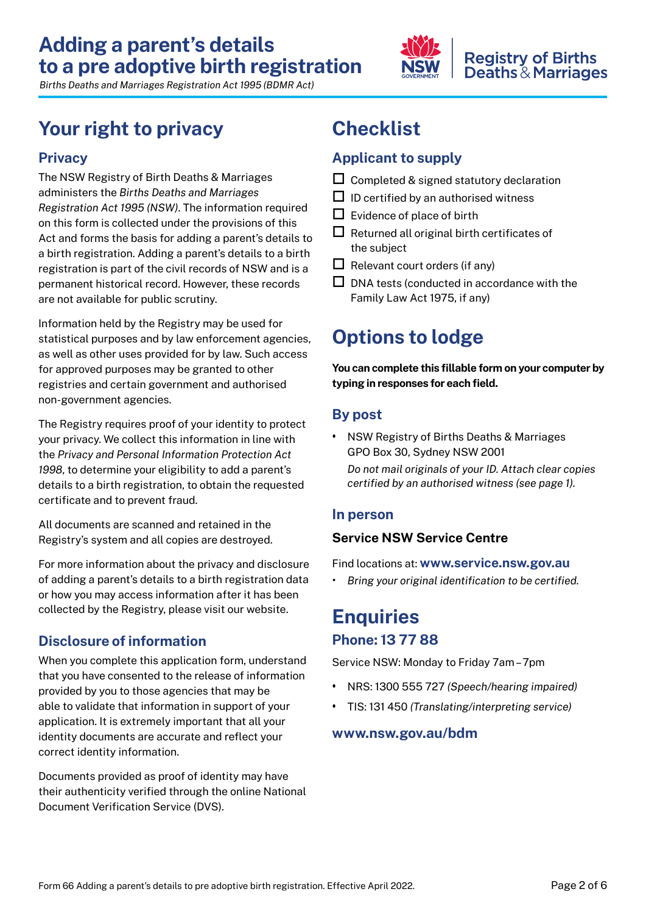# Adding a parent's details to a pre adoptive birth registration

*Births Deaths and Marriages Registration Act 1995 (BDMR Act)*

## Your right to privacy

### Privacy

The NSW Registry of Birth Deaths & Marriages administers the *Births Deaths and Marriages Registration Act 1995 (NSW)*. The information required on this form is collected under the provisions of this Act and forms the basis for adding a parent's details to a birth registration. Adding a parent's details to a birth registration is part of the civil records of NSW and is a permanent historical record. However, these records are not available for public scrutiny.

Information held by the Registry may be used for statistical purposes and by law enforcement agencies, as well as other uses provided for by law. Such access for approved purposes may be granted to other registries and certain government and authorised non-government agencies.

The Registry requires proof of your identity to protect your privacy. We collect this information in line with the *Privacy and Personal Information Protection Act 1998*, to determine your eligibility to add a parent's details to a birth registration, to obtain the requested certificate and to prevent fraud.

All documents are scanned and retained in the Registry's system and all copies are destroyed.

For more information about the privacy and disclosure of adding a parent's details to a birth registration data or how you may access information after it has been collected by the Registry, please visit our website.

### Disclosure of information

When you complete this application form, understand that you have consented to the release of information provided by you to those agencies that may be able to validate that information in support of your application. It is extremely important that all your identity documents are accurate and reflect your correct identity information.

Documents provided as proof of identity may have their authenticity verified through the online National Document Verification Service (DVS).

## Checklist

### Applicant to supply

- ☐ Completed & signed statutory declaration
- ☐ ID certified by an authorised witness
- ☐ Evidence of place of birth
- ☐ Returned all original birth certificates of the subject
- ☐ Relevant court orders (if any)
- ☐ DNA tests (conducted in accordance with the Family Law Act 1975, if any)

## Options to lodge

**You can complete this fillable form on your computer by typing in responses for each field.**

### By post

- NSW Registry of Births Deaths & Marriages GPO Box 30, Sydney NSW 2001
  *Do not mail originals of your ID. Attach clear copies certified by an authorised witness (see page 1).*

### In person

**Service NSW Service Centre**

Find locations at: **www.service.nsw.gov.au**

- *Bring your original identification to be certified.*

## Enquiries

### Phone: 13 77 88

Service NSW: Monday to Friday 7am – 7pm

- NRS: 1300 555 727 *(Speech/hearing impaired)*
- TIS: 131 450 *(Translating/interpreting service)*

**www.nsw.gov.au/bdm**

Form 66 Adding a parent's details to pre adoptive birth registration. Effective April 2022.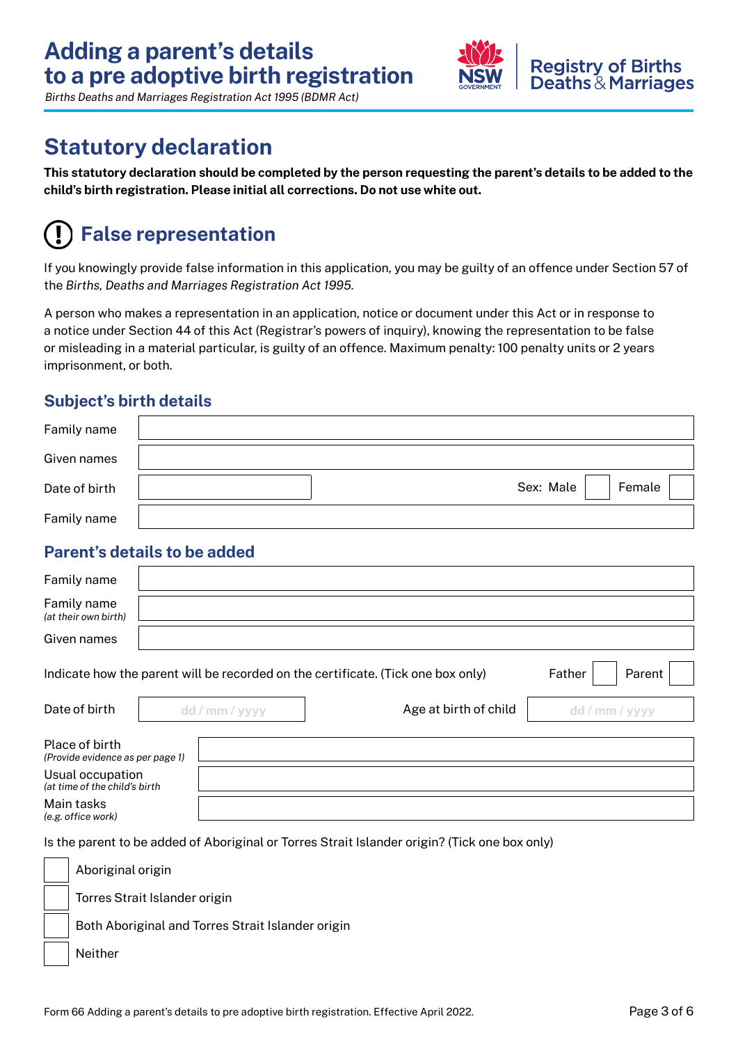# Adding a parent's details to a pre adoptive birth registration

*Births Deaths and Marriages Registration Act 1995 (BDMR Act)*

Registry of Births Deaths & Marriages

## Statutory declaration

**This statutory declaration should be completed by the person requesting the parent's details to be added to the child's birth registration. Please initial all corrections. Do not use white out.**

## False representation

If you knowingly provide false information in this application, you may be guilty of an offence under Section 57 of the *Births, Deaths and Marriages Registration Act 1995.*

A person who makes a representation in an application, notice or document under this Act or in response to a notice under Section 44 of this Act (Registrar's powers of inquiry), knowing the representation to be false or misleading in a material particular, is guilty of an offence. Maximum penalty: 100 penalty units or 2 years imprisonment, or both.

### Subject's birth details

Family name ____________________

Given names ____________________

Date of birth ____________________ Sex: Male ☐ Female ☐

Family name ____________________

### Parent's details to be added

Family name ____________________

Family name *(at their own birth)* ____________________

Given names ____________________

Indicate how the parent will be recorded on the certificate. (Tick one box only) Father ☐ Parent ☐

Date of birth dd / mm / yyyy Age at birth of child dd / mm / yyyy

Place of birth *(Provide evidence as per page 1)* ____________________

Usual occupation *(at time of the child's birth* ____________________

Main tasks *(e.g. office work)* ____________________

Is the parent to be added of Aboriginal or Torres Strait Islander origin? (Tick one box only)

☐ Aboriginal origin

☐ Torres Strait Islander origin

☐ Both Aboriginal and Torres Strait Islander origin

☐ Neither

Form 66 Adding a parent's details to pre adoptive birth registration. Effective April 2022.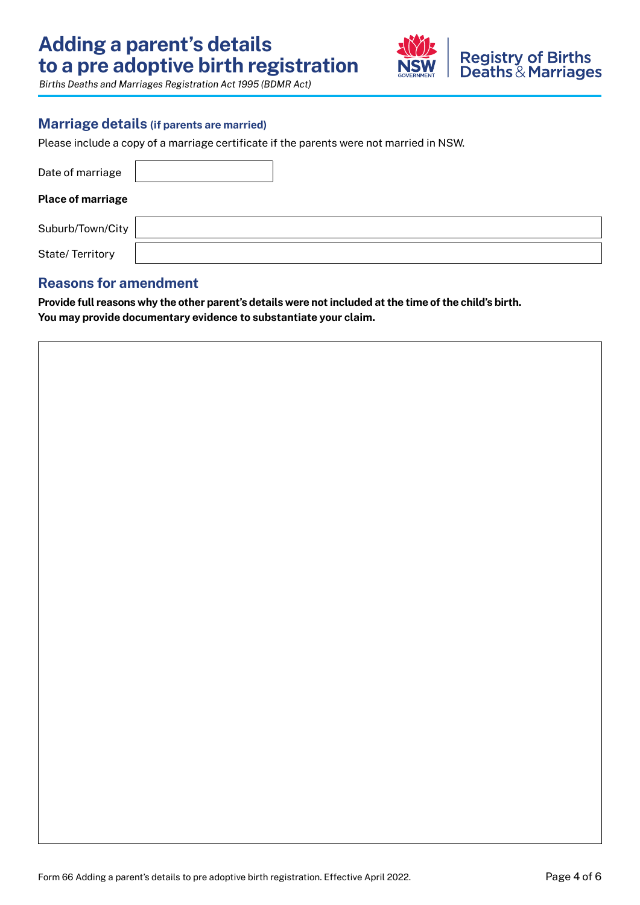## Marriage details (if parents are married)

Please include a copy of a marriage certificate if the parents were not married in NSW.

| Date of marriage | |
|---|---|

**Place of marriage**

| Suburb/Town/City | |
|---|---|
| State/ Territory | |

## Reasons for amendment

**Provide full reasons why the other parent's details were not included at the time of the child's birth.**
**You may provide documentary evidence to substantiate your claim.**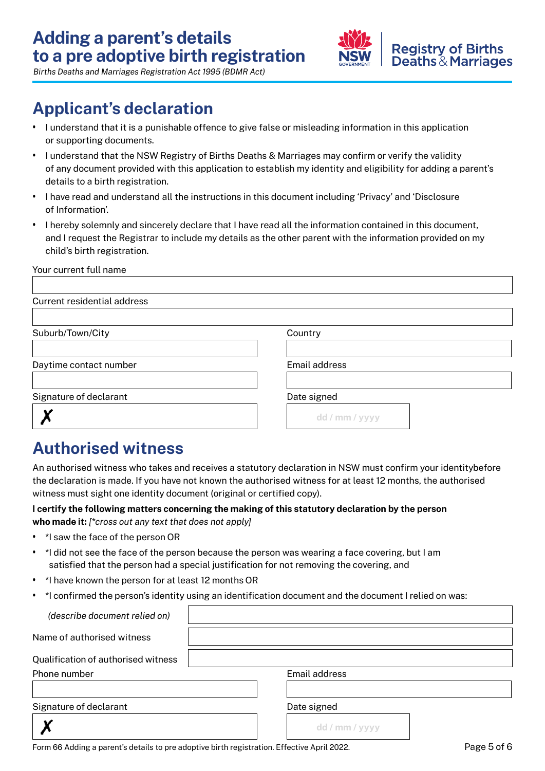# Adding a parent's details to a pre adoptive birth registration

*Births Deaths and Marriages Registration Act 1995 (BDMR Act)*

## Applicant's declaration

- I understand that it is a punishable offence to give false or misleading information in this application or supporting documents.
- I understand that the NSW Registry of Births Deaths & Marriages may confirm or verify the validity of any document provided with this application to establish my identity and eligibility for adding a parent's details to a birth registration.
- I have read and understand all the instructions in this document including 'Privacy' and 'Disclosure of Information'.
- I hereby solemnly and sincerely declare that I have read all the information contained in this document, and I request the Registrar to include my details as the other parent with the information provided on my child's birth registration.

Your current full name

Current residential address

Suburb/Town/City

Country

Daytime contact number

Email address

Signature of declarant

✗

Date signed

dd / mm / yyyy

## Authorised witness

An authorised witness who takes and receives a statutory declaration in NSW must confirm your identitybefore the declaration is made. If you have not known the authorised witness for at least 12 months, the authorised witness must sight one identity document (original or certified copy).

**I certify the following matters concerning the making of this statutory declaration by the person who made it:** *[*cross out any text that does not apply]*

- *I saw the face of the person OR
- *I did not see the face of the person because the person was wearing a face covering, but I am satisfied that the person had a special justification for not removing the covering, and
- *I have known the person for at least 12 months OR
- *I confirmed the person's identity using an identification document and the document I relied on was:

*(describe document relied on)*

Name of authorised witness

Qualification of authorised witness

Phone number

Email address

Signature of declarant

✗

Date signed

dd / mm / yyyy

Form 66 Adding a parent's details to pre adoptive birth registration. Effective April 2022.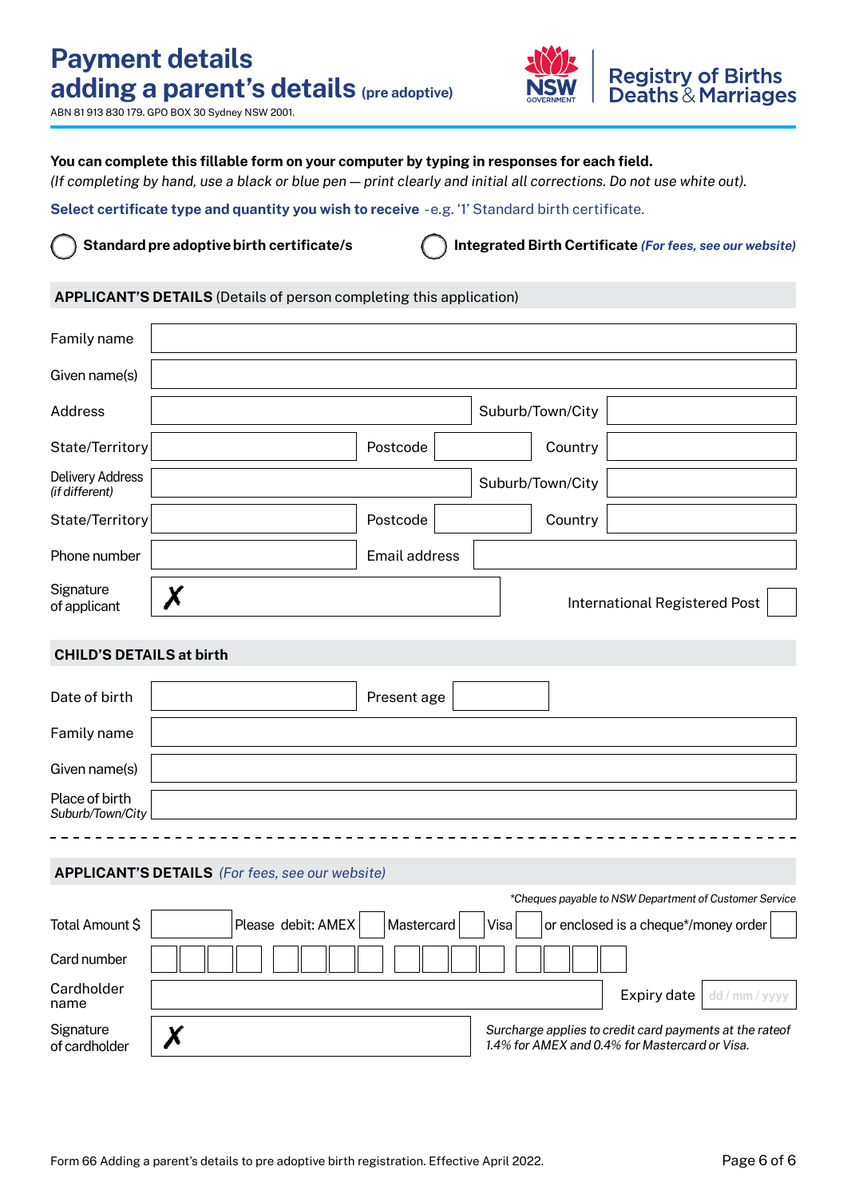# Payment details adding a parent's details (pre adoptive)

ABN 81 913 830 179. GPO BOX 30 Sydney NSW 2001.

Registry of Births Deaths & Marriages

**You can complete this fillable form on your computer by typing in responses for each field.**
*(If completing by hand, use a black or blue pen — print clearly and initial all corrections. Do not use white out).*

**Select certificate type and quantity you wish to receive** -e.g. '1' Standard birth certificate.

◯ **Standard pre adoptive birth certificate/s**

◯ **Integrated Birth Certificate** ***(For fees, see our website)***

## APPLICANT'S DETAILS (Details of person completing this application)

| | | | |
|---|---|---|---|
| Family name | | | |
| Given name(s) | | | |
| Address | | Suburb/Town/City | |
| State/Territory | | Postcode | Country |
| Delivery Address *(if different)* | | Suburb/Town/City | |
| State/Territory | | Postcode | Country |
| Phone number | | Email address | |
| Signature of applicant | ✗ | International Registered Post | |

## CHILD'S DETAILS at birth

| | | | |
|---|---|---|---|
| Date of birth | | Present age | |
| Family name | | | |
| Given name(s) | | | |
| Place of birth *Suburb/Town/City* | | | |

## APPLICANT'S DETAILS *(For fees, see our website)*

*\*Cheques payable to NSW Department of Customer Service*

| | | | | | |
|---|---|---|---|---|---|
| Total Amount $ | | Please debit: AMEX | Mastercard | Visa | or enclosed is a cheque\*/money order |
| Card number | | | | | |
| Cardholder name | | | Expiry date | dd / mm / yyyy | |
| Signature of cardholder | ✗ | | | | |

*Surcharge applies to credit card payments at the rateof 1.4% for AMEX and 0.4% for Mastercard or Visa.*

Form 66 Adding a parent's details to pre adoptive birth registration. Effective April 2022.